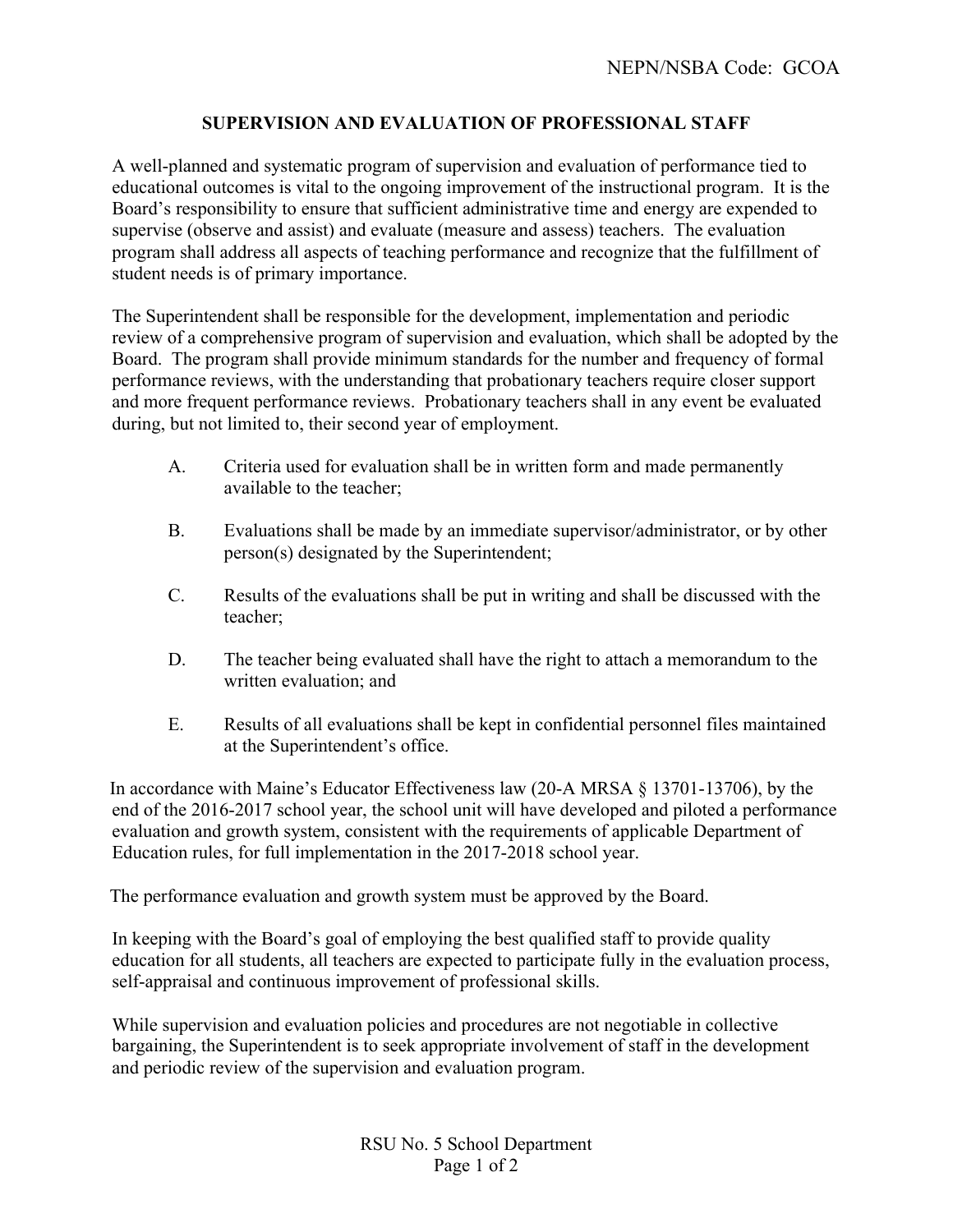NEPN/NSBA Code: GCOA

# SUPERVISION AND EVALUATION OF PROFESSIONAL STAFF

A well-planned and systematic program of supervision and evaluation of performance tied to educational outcomes is vital to the ongoing improvement of the instructional program. It is the Board's responsibility to ensure that sufficient administrative time and energy are expended to supervise (observe and assist) and evaluate (measure and assess) teachers. The evaluation program shall address all aspects of teaching performance and recognize that the fulfillment of student needs is of primary importance.

The Superintendent shall be responsible for the development, implementation and periodic review of a comprehensive program of supervision and evaluation, which shall be adopted by the Board. The program shall provide minimum standards for the number and frequency of formal performance reviews, with the understanding that probationary teachers require closer support and more frequent performance reviews. Probationary teachers shall in any event be evaluated during, but not limited to, their second year of employment.

A. Criteria used for evaluation shall be in written form and made permanently available to the teacher;

B. Evaluations shall be made by an immediate supervisor/administrator, or by other person(s) designated by the Superintendent;

C. Results of the evaluations shall be put in writing and shall be discussed with the teacher;

D. The teacher being evaluated shall have the right to attach a memorandum to the written evaluation; and

E. Results of all evaluations shall be kept in confidential personnel files maintained at the Superintendent's office.

In accordance with Maine's Educator Effectiveness law (20-A MRSA § 13701-13706), by the end of the 2016-2017 school year, the school unit will have developed and piloted a performance evaluation and growth system, consistent with the requirements of applicable Department of Education rules, for full implementation in the 2017-2018 school year.

The performance evaluation and growth system must be approved by the Board.

In keeping with the Board's goal of employing the best qualified staff to provide quality education for all students, all teachers are expected to participate fully in the evaluation process, self-appraisal and continuous improvement of professional skills.

While supervision and evaluation policies and procedures are not negotiable in collective bargaining, the Superintendent is to seek appropriate involvement of staff in the development and periodic review of the supervision and evaluation program.

RSU No. 5 School Department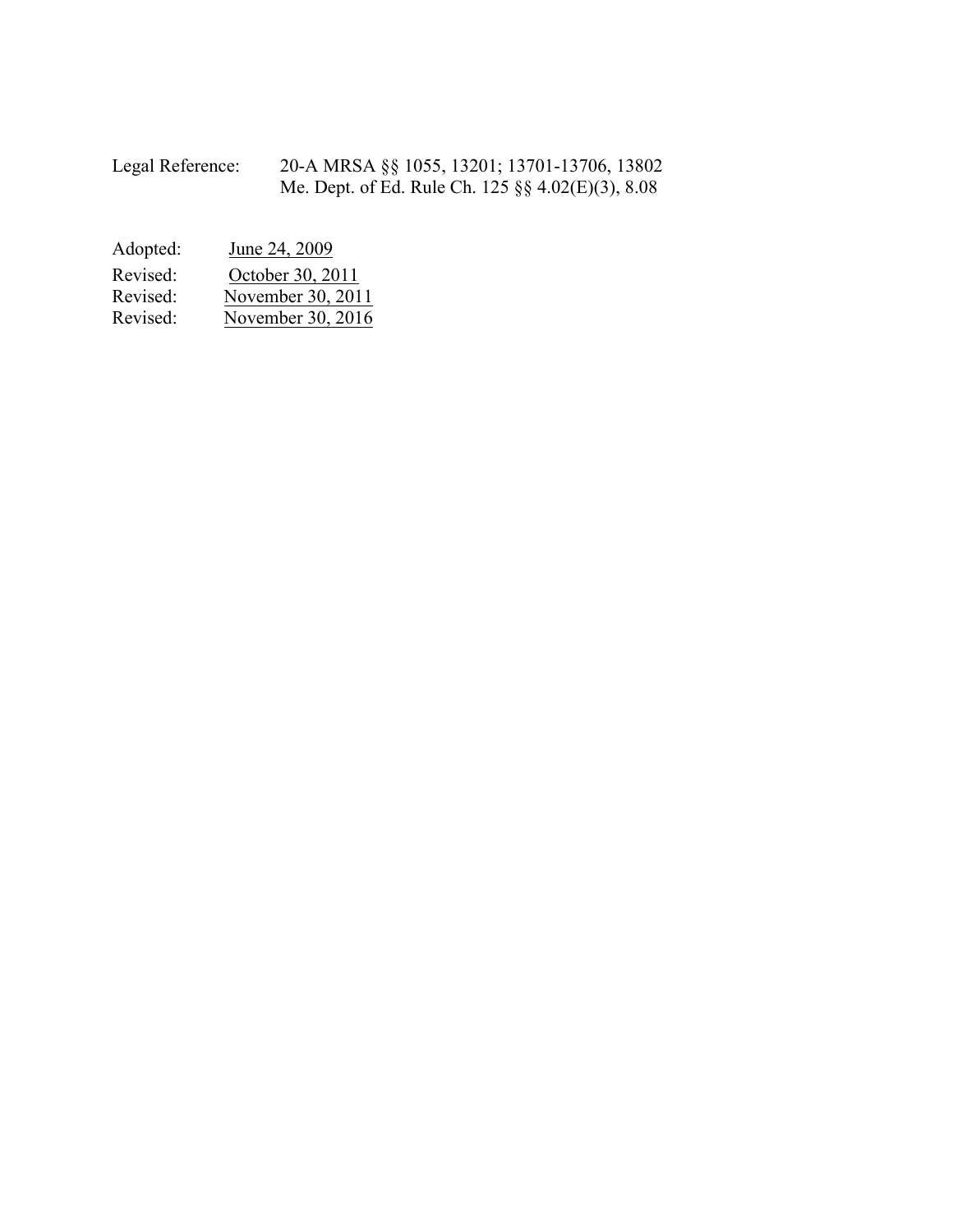Legal Reference: 20-A MRSA §§ 1055, 13201; 13701-13706, 13802
Me. Dept. of Ed. Rule Ch. 125 §§ 4.02(E)(3), 8.08

Adopted: June 24, 2009
Revised: October 30, 2011
Revised: November 30, 2011
Revised: November 30, 2016